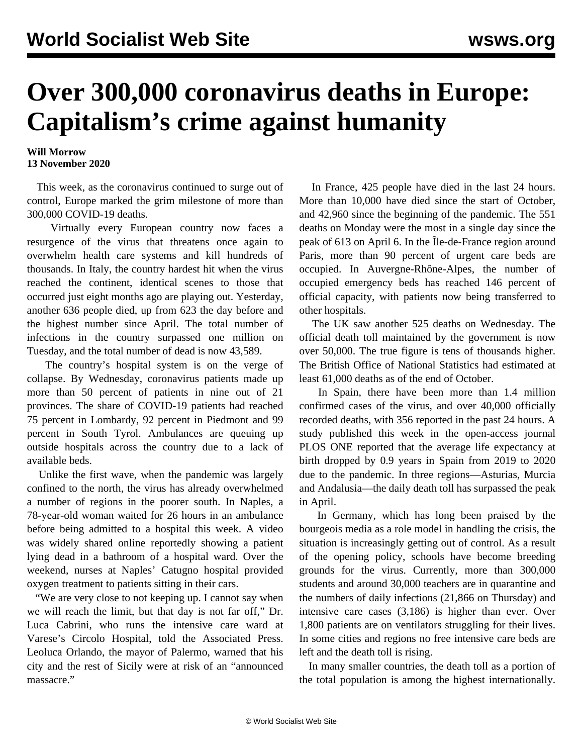# Over 300,000 coronavirus deaths in Europe: Capitalism's crime against humanity

**Will Morrow**
**13 November 2020**

This week, as the coronavirus continued to surge out of control, Europe marked the grim milestone of more than 300,000 COVID-19 deaths.

Virtually every European country now faces a resurgence of the virus that threatens once again to overwhelm health care systems and kill hundreds of thousands. In Italy, the country hardest hit when the virus reached the continent, identical scenes to those that occurred just eight months ago are playing out. Yesterday, another 636 people died, up from 623 the day before and the highest number since April. The total number of infections in the country surpassed one million on Tuesday, and the total number of dead is now 43,589.

The country's hospital system is on the verge of collapse. By Wednesday, coronavirus patients made up more than 50 percent of patients in nine out of 21 provinces. The share of COVID-19 patients had reached 75 percent in Lombardy, 92 percent in Piedmont and 99 percent in South Tyrol. Ambulances are queuing up outside hospitals across the country due to a lack of available beds.

Unlike the first wave, when the pandemic was largely confined to the north, the virus has already overwhelmed a number of regions in the poorer south. In Naples, a 78-year-old woman waited for 26 hours in an ambulance before being admitted to a hospital this week. A video was widely shared online reportedly showing a patient lying dead in a bathroom of a hospital ward. Over the weekend, nurses at Naples' Catugno hospital provided oxygen treatment to patients sitting in their cars.

"We are very close to not keeping up. I cannot say when we will reach the limit, but that day is not far off," Dr. Luca Cabrini, who runs the intensive care ward at Varese's Circolo Hospital, told the Associated Press. Leoluca Orlando, the mayor of Palermo, warned that his city and the rest of Sicily were at risk of an "announced massacre."

In France, 425 people have died in the last 24 hours. More than 10,000 have died since the start of October, and 42,960 since the beginning of the pandemic. The 551 deaths on Monday were the most in a single day since the peak of 613 on April 6. In the Île-de-France region around Paris, more than 90 percent of urgent care beds are occupied. In Auvergne-Rhône-Alpes, the number of occupied emergency beds has reached 146 percent of official capacity, with patients now being transferred to other hospitals.

The UK saw another 525 deaths on Wednesday. The official death toll maintained by the government is now over 50,000. The true figure is tens of thousands higher. The British Office of National Statistics had estimated at least 61,000 deaths as of the end of October.

In Spain, there have been more than 1.4 million confirmed cases of the virus, and over 40,000 officially recorded deaths, with 356 reported in the past 24 hours. A study published this week in the open-access journal PLOS ONE reported that the average life expectancy at birth dropped by 0.9 years in Spain from 2019 to 2020 due to the pandemic. In three regions—Asturias, Murcia and Andalusia—the daily death toll has surpassed the peak in April.

In Germany, which has long been praised by the bourgeois media as a role model in handling the crisis, the situation is increasingly getting out of control. As a result of the opening policy, schools have become breeding grounds for the virus. Currently, more than 300,000 students and around 30,000 teachers are in quarantine and the numbers of daily infections (21,866 on Thursday) and intensive care cases (3,186) is higher than ever. Over 1,800 patients are on ventilators struggling for their lives. In some cities and regions no free intensive care beds are left and the death toll is rising.

In many smaller countries, the death toll as a portion of the total population is among the highest internationally.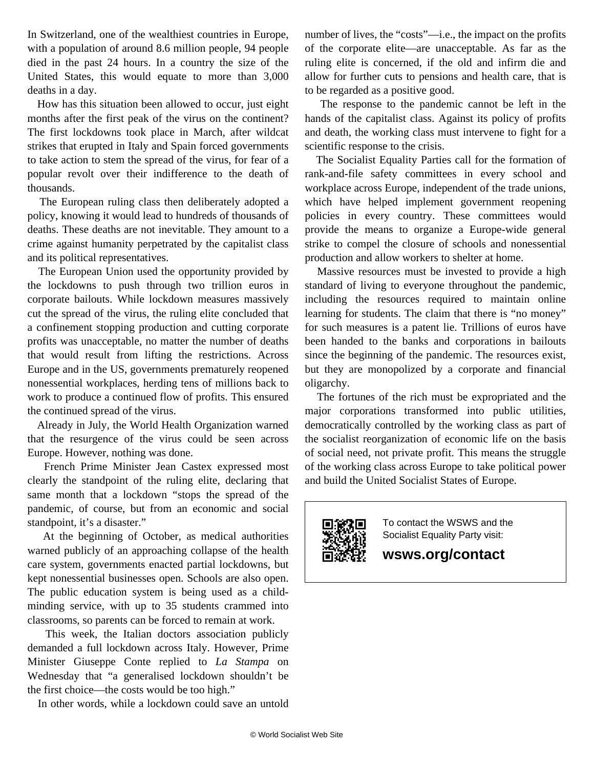In Switzerland, one of the wealthiest countries in Europe, with a population of around 8.6 million people, 94 people died in the past 24 hours. In a country the size of the United States, this would equate to more than 3,000 deaths in a day.

How has this situation been allowed to occur, just eight months after the first peak of the virus on the continent? The first lockdowns took place in March, after wildcat strikes that erupted in Italy and Spain forced governments to take action to stem the spread of the virus, for fear of a popular revolt over their indifference to the death of thousands.

The European ruling class then deliberately adopted a policy, knowing it would lead to hundreds of thousands of deaths. These deaths are not inevitable. They amount to a crime against humanity perpetrated by the capitalist class and its political representatives.

The European Union used the opportunity provided by the lockdowns to push through two trillion euros in corporate bailouts. While lockdown measures massively cut the spread of the virus, the ruling elite concluded that a confinement stopping production and cutting corporate profits was unacceptable, no matter the number of deaths that would result from lifting the restrictions. Across Europe and in the US, governments prematurely reopened nonessential workplaces, herding tens of millions back to work to produce a continued flow of profits. This ensured the continued spread of the virus.

Already in July, the World Health Organization warned that the resurgence of the virus could be seen across Europe. However, nothing was done.

French Prime Minister Jean Castex expressed most clearly the standpoint of the ruling elite, declaring that same month that a lockdown "stops the spread of the pandemic, of course, but from an economic and social standpoint, it's a disaster."

At the beginning of October, as medical authorities warned publicly of an approaching collapse of the health care system, governments enacted partial lockdowns, but kept nonessential businesses open. Schools are also open. The public education system is being used as a child-minding service, with up to 35 students crammed into classrooms, so parents can be forced to remain at work.

This week, the Italian doctors association publicly demanded a full lockdown across Italy. However, Prime Minister Giuseppe Conte replied to *La Stampa* on Wednesday that "a generalised lockdown shouldn't be the first choice—the costs would be too high."

In other words, while a lockdown could save an untold number of lives, the "costs"—i.e., the impact on the profits of the corporate elite—are unacceptable. As far as the ruling elite is concerned, if the old and infirm die and allow for further cuts to pensions and health care, that is to be regarded as a positive good.

The response to the pandemic cannot be left in the hands of the capitalist class. Against its policy of profits and death, the working class must intervene to fight for a scientific response to the crisis.

The Socialist Equality Parties call for the formation of rank-and-file safety committees in every school and workplace across Europe, independent of the trade unions, which have helped implement government reopening policies in every country. These committees would provide the means to organize a Europe-wide general strike to compel the closure of schools and nonessential production and allow workers to shelter at home.

Massive resources must be invested to provide a high standard of living to everyone throughout the pandemic, including the resources required to maintain online learning for students. The claim that there is "no money" for such measures is a patent lie. Trillions of euros have been handed to the banks and corporations in bailouts since the beginning of the pandemic. The resources exist, but they are monopolized by a corporate and financial oligarchy.

The fortunes of the rich must be expropriated and the major corporations transformed into public utilities, democratically controlled by the working class as part of the socialist reorganization of economic life on the basis of social need, not private profit. This means the struggle of the working class across Europe to take political power and build the United Socialist States of Europe.

To contact the WSWS and the Socialist Equality Party visit:

**wsws.org/contact**